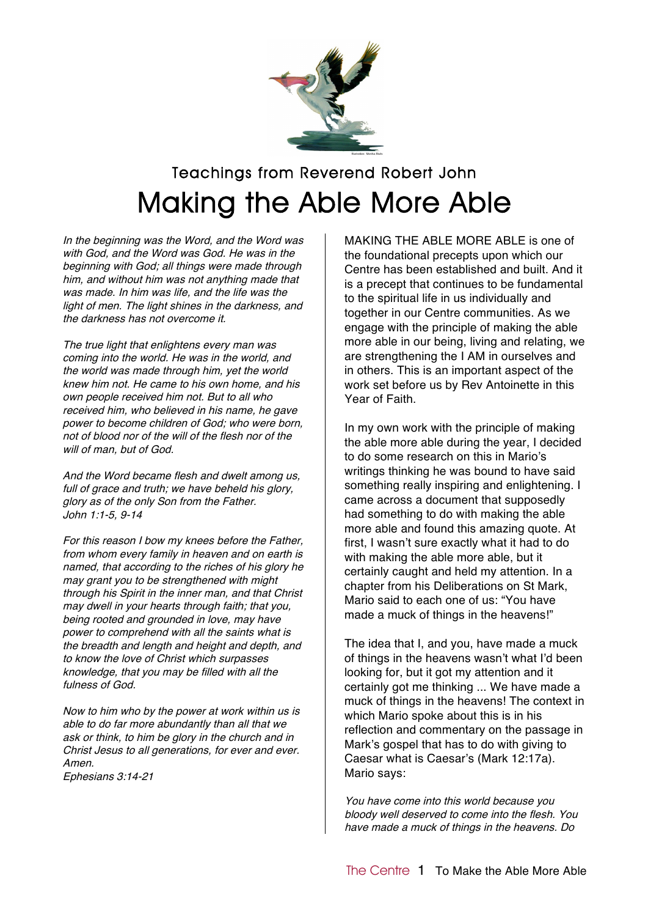Teachings from Reverend Robert John

# Making the Able More Able

*In the beginning was the Word, and the Word was with God, and the Word was God. He was in the beginning with God; all things were made through him, and without him was not anything made that was made. In him was life, and the life was the light of men. The light shines in the darkness, and the darkness has not overcome it.*

*The true light that enlightens every man was coming into the world. He was in the world, and the world was made through him, yet the world knew him not. He came to his own home, and his own people received him not. But to all who received him, who believed in his name, he gave power to become children of God; who were born, not of blood nor of the will of the flesh nor of the will of man, but of God.*

*And the Word became flesh and dwelt among us, full of grace and truth; we have beheld his glory, glory as of the only Son from the Father.*
*John 1:1-5, 9-14*

*For this reason I bow my knees before the Father, from whom every family in heaven and on earth is named, that according to the riches of his glory he may grant you to be strengthened with might through his Spirit in the inner man, and that Christ may dwell in your hearts through faith; that you, being rooted and grounded in love, may have power to comprehend with all the saints what is the breadth and length and height and depth, and to know the love of Christ which surpasses knowledge, that you may be filled with all the fulness of God.*

*Now to him who by the power at work within us is able to do far more abundantly than all that we ask or think, to him be glory in the church and in Christ Jesus to all generations, for ever and ever. Amen.*
*Ephesians 3:14-21*

MAKING THE ABLE MORE ABLE is one of the foundational precepts upon which our Centre has been established and built. And it is a precept that continues to be fundamental to the spiritual life in us individually and together in our Centre communities. As we engage with the principle of making the able more able in our being, living and relating, we are strengthening the I AM in ourselves and in others. This is an important aspect of the work set before us by Rev Antoinette in this Year of Faith.

In my own work with the principle of making the able more able during the year, I decided to do some research on this in Mario's writings thinking he was bound to have said something really inspiring and enlightening. I came across a document that supposedly had something to do with making the able more able and found this amazing quote. At first, I wasn't sure exactly what it had to do with making the able more able, but it certainly caught and held my attention. In a chapter from his Deliberations on St Mark, Mario said to each one of us: "You have made a muck of things in the heavens!"

The idea that I, and you, have made a muck of things in the heavens wasn't what I'd been looking for, but it got my attention and it certainly got me thinking ... We have made a muck of things in the heavens! The context in which Mario spoke about this is in his reflection and commentary on the passage in Mark's gospel that has to do with giving to Caesar what is Caesar's (Mark 12:17a). Mario says:

*You have come into this world because you bloody well deserved to come into the flesh. You have made a muck of things in the heavens. Do*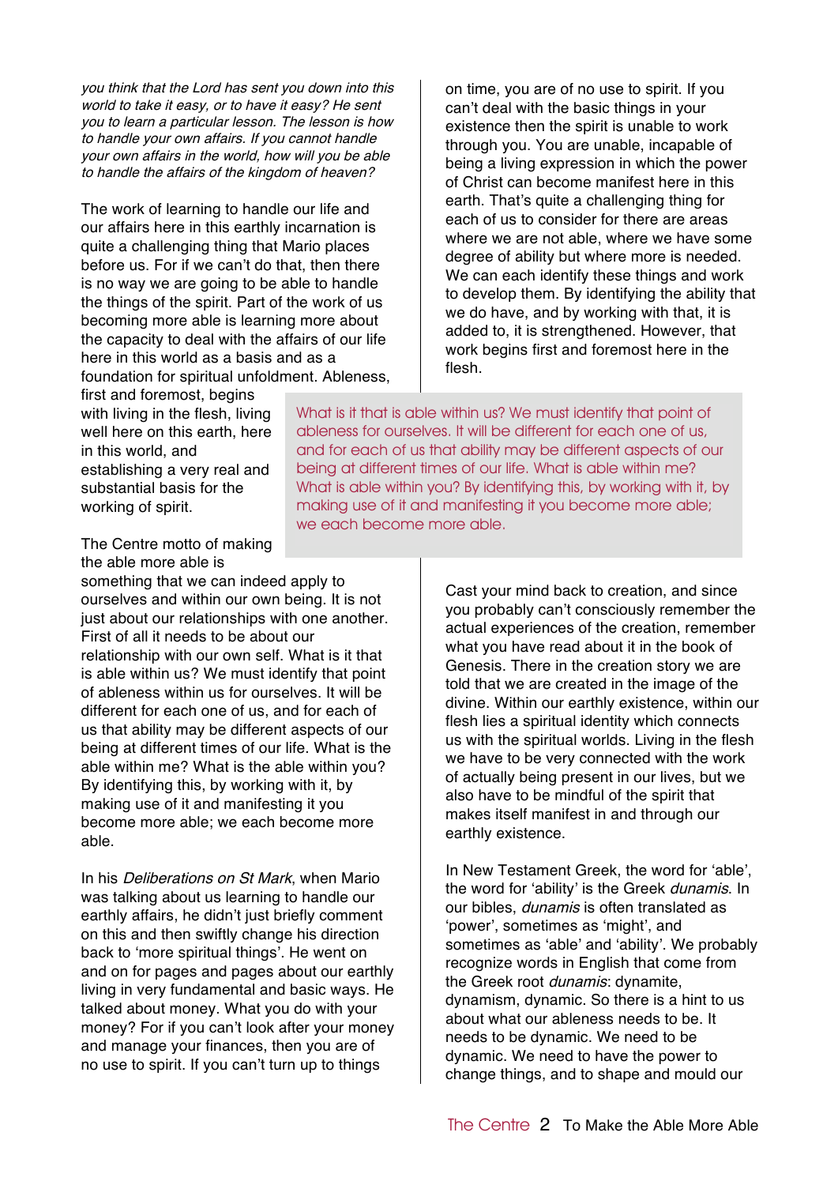*you think that the Lord has sent you down into this world to take it easy, or to have it easy? He sent you to learn a particular lesson. The lesson is how to handle your own affairs. If you cannot handle your own affairs in the world, how will you be able to handle the affairs of the kingdom of heaven?*

The work of learning to handle our life and our affairs here in this earthly incarnation is quite a challenging thing that Mario places before us. For if we can't do that, then there is no way we are going to be able to handle the things of the spirit. Part of the work of us becoming more able is learning more about the capacity to deal with the affairs of our life here in this world as a basis and as a foundation for spiritual unfoldment. Ableness, first and foremost, begins with living in the flesh, living well here on this earth, here in this world, and establishing a very real and substantial basis for the working of spirit.

The Centre motto of making the able more able is something that we can indeed apply to ourselves and within our own being. It is not just about our relationships with one another. First of all it needs to be about our relationship with our own self. What is it that is able within us? We must identify that point of ableness within us for ourselves. It will be different for each one of us, and for each of us that ability may be different aspects of our being at different times of our life. What is the able within me? What is the able within you? By identifying this, by working with it, by making use of it and manifesting it you become more able; we each become more able.

In his *Deliberations on St Mark*, when Mario was talking about us learning to handle our earthly affairs, he didn't just briefly comment on this and then swiftly change his direction back to 'more spiritual things'. He went on and on for pages and pages about our earthly living in very fundamental and basic ways. He talked about money. What you do with your money? For if you can't look after your money and manage your finances, then you are of no use to spirit. If you can't turn up to things on time, you are of no use to spirit. If you can't deal with the basic things in your existence then the spirit is unable to work through you. You are unable, incapable of being a living expression in which the power of Christ can become manifest here in this earth. That's quite a challenging thing for each of us to consider for there are areas where we are not able, where we have some degree of ability but where more is needed. We can each identify these things and work to develop them. By identifying the ability that we do have, and by working with that, it is added to, it is strengthened. However, that work begins first and foremost here in the flesh.

> What is it that is able within us? We must identify that point of ableness for ourselves. It will be different for each one of us, and for each of us that ability may be different aspects of our being at different times of our life. What is able within me? What is able within you? By identifying this, by working with it, by making use of it and manifesting it you become more able; we each become more able.

Cast your mind back to creation, and since you probably can't consciously remember the actual experiences of the creation, remember what you have read about it in the book of Genesis. There in the creation story we are told that we are created in the image of the divine. Within our earthly existence, within our flesh lies a spiritual identity which connects us with the spiritual worlds. Living in the flesh we have to be very connected with the work of actually being present in our lives, but we also have to be mindful of the spirit that makes itself manifest in and through our earthly existence.

In New Testament Greek, the word for 'able', the word for 'ability' is the Greek *dunamis*. In our bibles, *dunamis* is often translated as 'power', sometimes as 'might', and sometimes as 'able' and 'ability'. We probably recognize words in English that come from the Greek root *dunamis*: dynamite, dynamism, dynamic. So there is a hint to us about what our ableness needs to be. It needs to be dynamic. We need to be dynamic. We need to have the power to change things, and to shape and mould our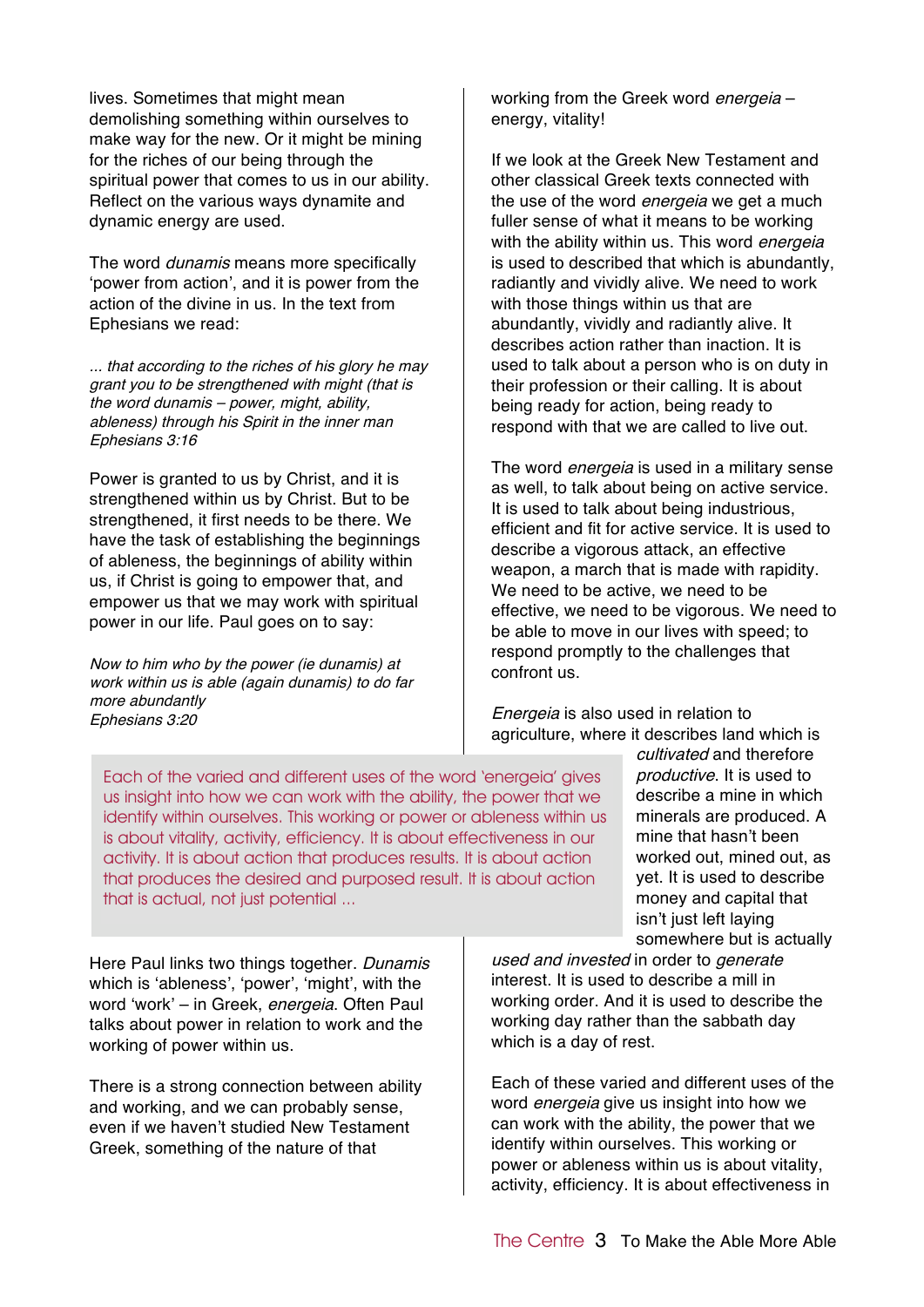lives. Sometimes that might mean demolishing something within ourselves to make way for the new. Or it might be mining for the riches of our being through the spiritual power that comes to us in our ability. Reflect on the various ways dynamite and dynamic energy are used.

The word *dunamis* means more specifically 'power from action', and it is power from the action of the divine in us. In the text from Ephesians we read:

*... that according to the riches of his glory he may grant you to be strengthened with might (that is the word dunamis – power, might, ability, ableness) through his Spirit in the inner man*
*Ephesians 3:16*

Power is granted to us by Christ, and it is strengthened within us by Christ. But to be strengthened, it first needs to be there. We have the task of establishing the beginnings of ableness, the beginnings of ability within us, if Christ is going to empower that, and empower us that we may work with spiritual power in our life. Paul goes on to say:

*Now to him who by the power (ie dunamis) at work within us is able (again dunamis) to do far more abundantly*
*Ephesians 3:20*

> Each of the varied and different uses of the word 'energeia' gives us insight into how we can work with the ability, the power that we identify within ourselves. This working or power or ableness within us is about vitality, activity, efficiency. It is about effectiveness in our activity. It is about action that produces results. It is about action that produces the desired and purposed result. It is about action that is actual, not just potential ...

Here Paul links two things together. *Dunamis* which is 'ableness', 'power', 'might', with the word 'work' – in Greek, *energeia*. Often Paul talks about power in relation to work and the working of power within us.

There is a strong connection between ability and working, and we can probably sense, even if we haven't studied New Testament Greek, something of the nature of that working from the Greek word *energeia* – energy, vitality!

If we look at the Greek New Testament and other classical Greek texts connected with the use of the word *energeia* we get a much fuller sense of what it means to be working with the ability within us. This word *energeia* is used to described that which is abundantly, radiantly and vividly alive. We need to work with those things within us that are abundantly, vividly and radiantly alive. It describes action rather than inaction. It is used to talk about a person who is on duty in their profession or their calling. It is about being ready for action, being ready to respond with that we are called to live out.

The word *energeia* is used in a military sense as well, to talk about being on active service. It is used to talk about being industrious, efficient and fit for active service. It is used to describe a vigorous attack, an effective weapon, a march that is made with rapidity. We need to be active, we need to be effective, we need to be vigorous. We need to be able to move in our lives with speed; to respond promptly to the challenges that confront us.

*Energeia* is also used in relation to agriculture, where it describes land which is *cultivated* and therefore *productive*. It is used to describe a mine in which minerals are produced. A mine that hasn't been worked out, mined out, as yet. It is used to describe money and capital that isn't just left laying somewhere but is actually *used and invested* in order to *generate* interest. It is used to describe a mill in working order. And it is used to describe the working day rather than the sabbath day which is a day of rest.

Each of these varied and different uses of the word *energeia* give us insight into how we can work with the ability, the power that we identify within ourselves. This working or power or ableness within us is about vitality, activity, efficiency. It is about effectiveness in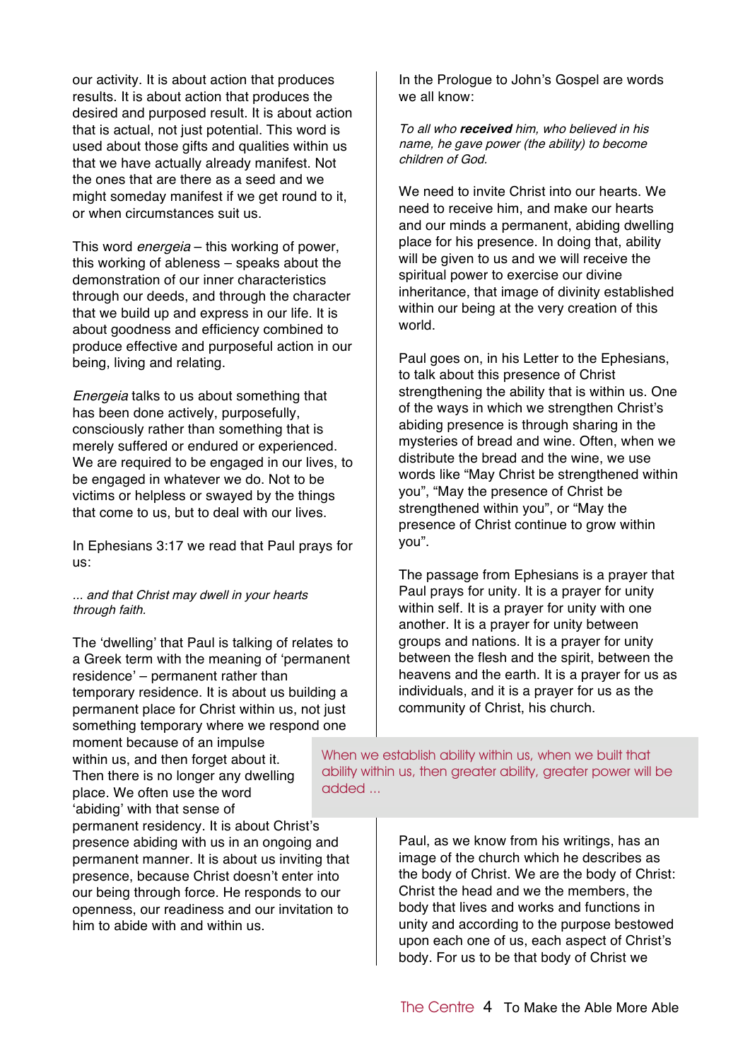our activity. It is about action that produces results. It is about action that produces the desired and purposed result. It is about action that is actual, not just potential. This word is used about those gifts and qualities within us that we have actually already manifest. Not the ones that are there as a seed and we might someday manifest if we get round to it, or when circumstances suit us.

This word *energeia* – this working of power, this working of ableness – speaks about the demonstration of our inner characteristics through our deeds, and through the character that we build up and express in our life. It is about goodness and efficiency combined to produce effective and purposeful action in our being, living and relating.

*Energeia* talks to us about something that has been done actively, purposefully, consciously rather than something that is merely suffered or endured or experienced. We are required to be engaged in our lives, to be engaged in whatever we do. Not to be victims or helpless or swayed by the things that come to us, but to deal with our lives.

In Ephesians 3:17 we read that Paul prays for us:

*... and that Christ may dwell in your hearts through faith.*

The 'dwelling' that Paul is talking of relates to a Greek term with the meaning of 'permanent residence' – permanent rather than temporary residence. It is about us building a permanent place for Christ within us, not just something temporary where we respond one moment because of an impulse within us, and then forget about it. Then there is no longer any dwelling place. We often use the word 'abiding' with that sense of permanent residency. It is about Christ's presence abiding with us in an ongoing and permanent manner. It is about us inviting that presence, because Christ doesn't enter into our being through force. He responds to our openness, our readiness and our invitation to him to abide with and within us.

In the Prologue to John's Gospel are words we all know:

*To all who **received** him, who believed in his name, he gave power (the ability) to become children of God.*

We need to invite Christ into our hearts. We need to receive him, and make our hearts and our minds a permanent, abiding dwelling place for his presence. In doing that, ability will be given to us and we will receive the spiritual power to exercise our divine inheritance, that image of divinity established within our being at the very creation of this world.

Paul goes on, in his Letter to the Ephesians, to talk about this presence of Christ strengthening the ability that is within us. One of the ways in which we strengthen Christ's abiding presence is through sharing in the mysteries of bread and wine. Often, when we distribute the bread and the wine, we use words like "May Christ be strengthened within you", "May the presence of Christ be strengthened within you", or "May the presence of Christ continue to grow within you".

The passage from Ephesians is a prayer that Paul prays for unity. It is a prayer for unity within self. It is a prayer for unity with one another. It is a prayer for unity between groups and nations. It is a prayer for unity between the flesh and the spirit, between the heavens and the earth. It is a prayer for us as individuals, and it is a prayer for us as the community of Christ, his church.

> When we establish ability within us, when we built that ability within us, then greater ability, greater power will be added ...

Paul, as we know from his writings, has an image of the church which he describes as the body of Christ. We are the body of Christ: Christ the head and we the members, the body that lives and works and functions in unity and according to the purpose bestowed upon each one of us, each aspect of Christ's body. For us to be that body of Christ we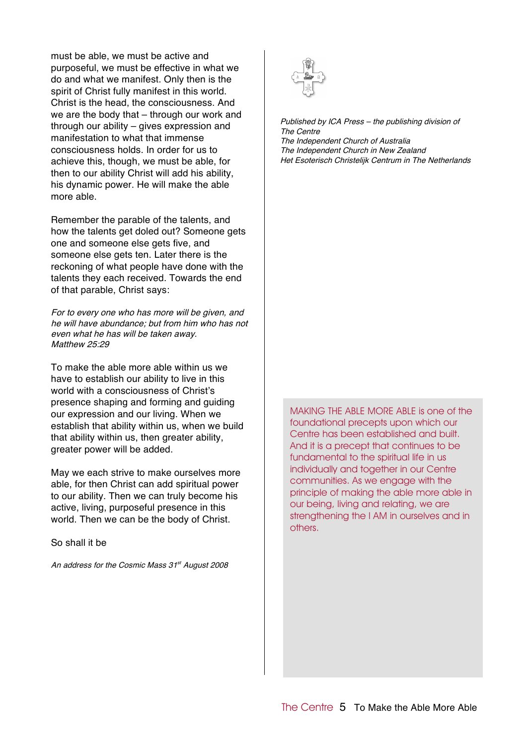must be able, we must be active and purposeful, we must be effective in what we do and what we manifest. Only then is the spirit of Christ fully manifest in this world. Christ is the head, the consciousness. And we are the body that – through our work and through our ability – gives expression and manifestation to what that immense consciousness holds. In order for us to achieve this, though, we must be able, for then to our ability Christ will add his ability, his dynamic power. He will make the able more able.

Remember the parable of the talents, and how the talents get doled out? Someone gets one and someone else gets five, and someone else gets ten. Later there is the reckoning of what people have done with the talents they each received. Towards the end of that parable, Christ says:

*For to every one who has more will be given, and he will have abundance; but from him who has not even what he has will be taken away.*
*Matthew 25:29*

To make the able more able within us we have to establish our ability to live in this world with a consciousness of Christ's presence shaping and forming and guiding our expression and our living. When we establish that ability within us, when we build that ability within us, then greater ability, greater power will be added.

May we each strive to make ourselves more able, for then Christ can add spiritual power to our ability. Then we can truly become his active, living, purposeful presence in this world. Then we can be the body of Christ.

So shall it be

*An address for the Cosmic Mass 31st August 2008*

*Published by ICA Press – the publishing division of*
*The Centre*
*The Independent Church of Australia*
*The Independent Church in New Zealand*
*Het Esoterisch Christelijk Centrum in The Netherlands*

MAKING THE ABLE MORE ABLE is one of the foundational precepts upon which our Centre has been established and built. And it is a precept that continues to be fundamental to the spiritual life in us individually and together in our Centre communities. As we engage with the principle of making the able more able in our being, living and relating, we are strengthening the I AM in ourselves and in others.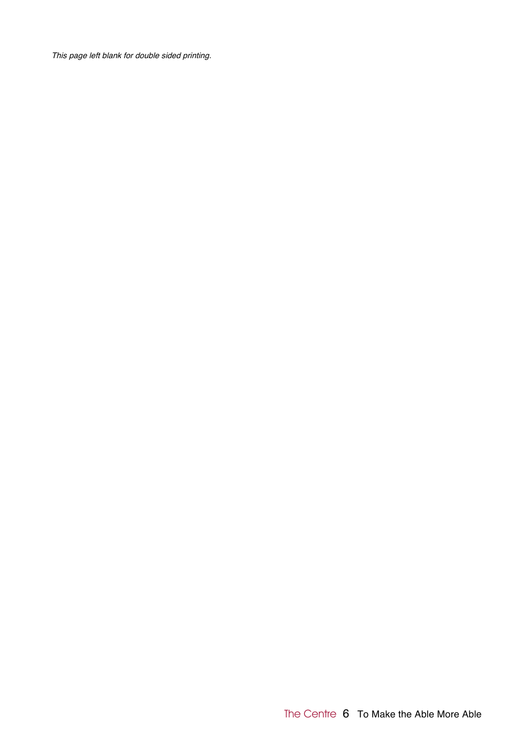*This page left blank for double sided printing.*